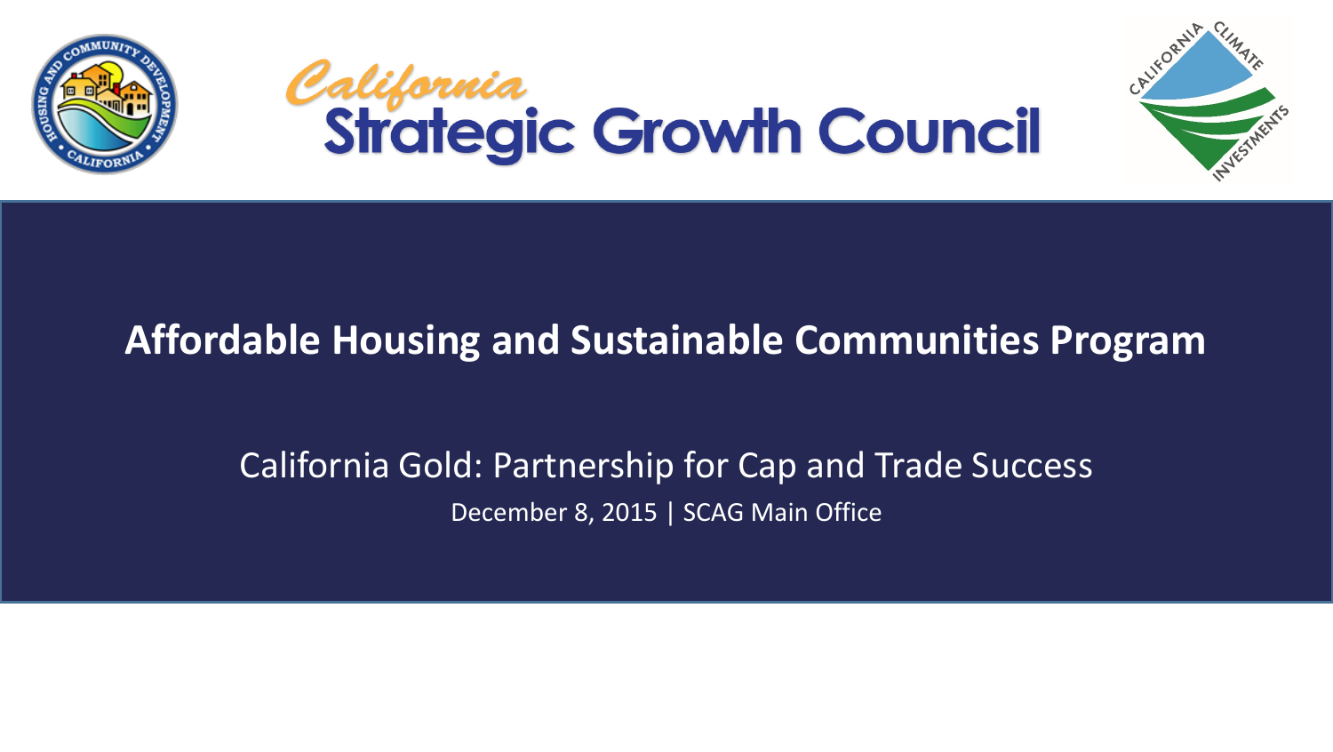California Strategic Growth Council

# Affordable Housing and Sustainable Communities Program

California Gold: Partnership for Cap and Trade Success

December 8, 2015 | SCAG Main Office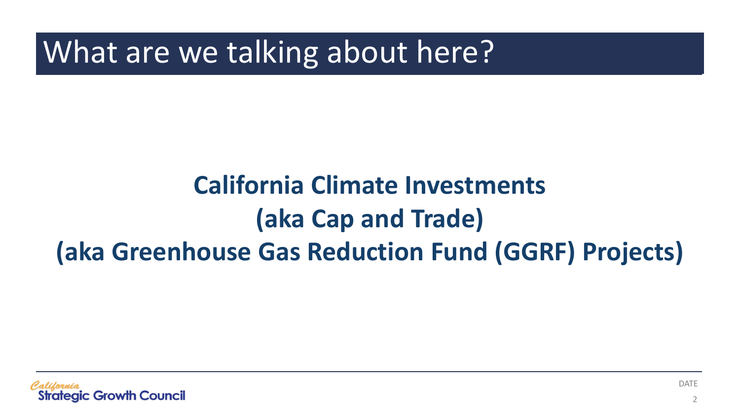# What are we talking about here?

**California Climate Investments**
**(aka Cap and Trade)**
**(aka Greenhouse Gas Reduction Fund (GGRF) Projects)**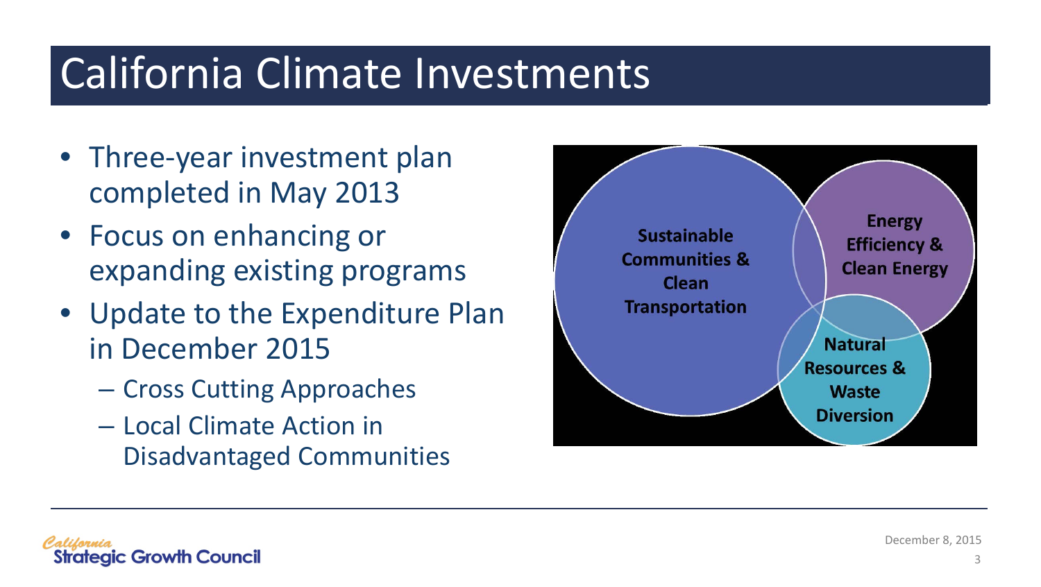# California Climate Investments

- Three-year investment plan completed in May 2013
- Focus on enhancing or expanding existing programs
- Update to the Expenditure Plan in December 2015
  - Cross Cutting Approaches
  - Local Climate Action in Disadvantaged Communities

**Sustainable Communities & Clean Transportation**

**Energy Efficiency & Clean Energy**

**Natural Resources & Waste Diversion**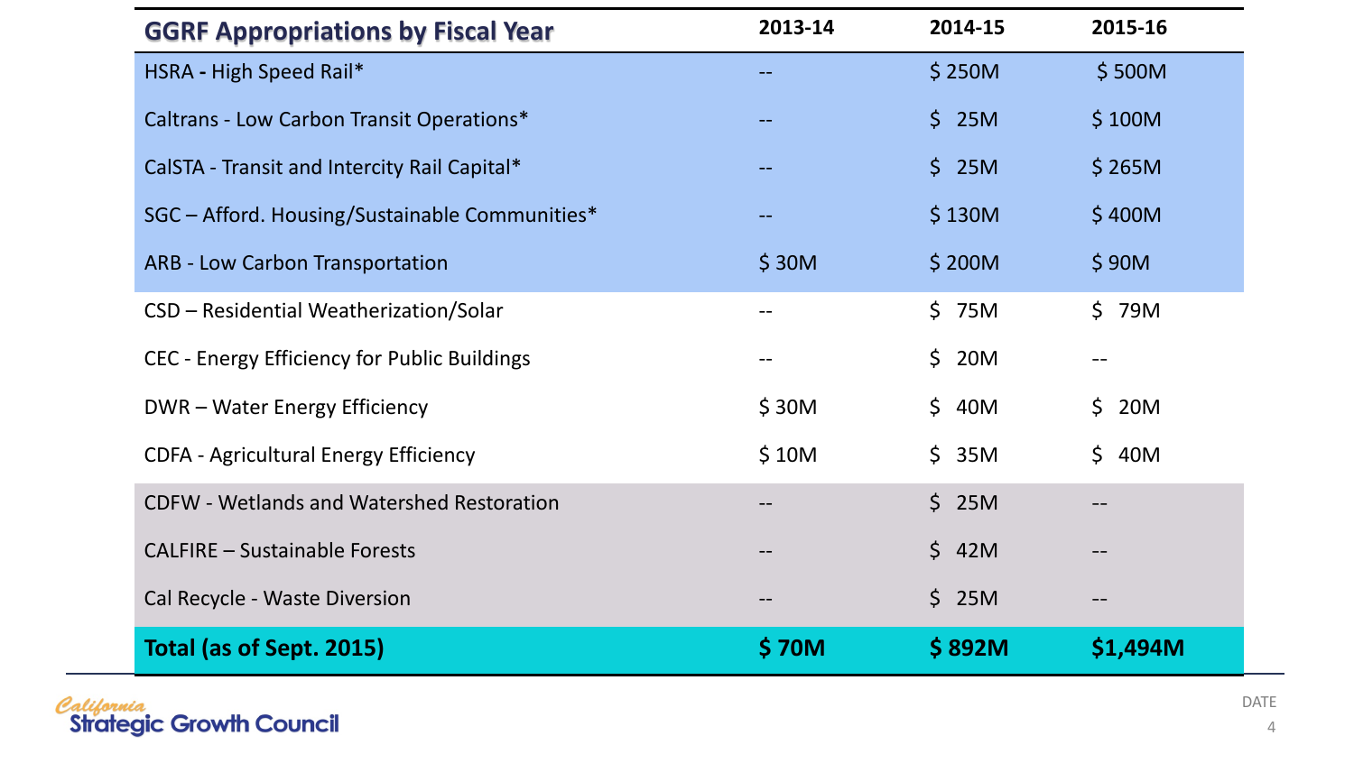| GGRF Appropriations by Fiscal Year | 2013-14 | 2014-15 | 2015-16 |
|---|---|---|---|
| HSRA - High Speed Rail* | -- | $ 250M | $ 500M |
| Caltrans - Low Carbon Transit Operations* | -- | $ 25M | $ 100M |
| CalSTA - Transit and Intercity Rail Capital* | -- | $ 25M | $ 265M |
| SGC – Afford. Housing/Sustainable Communities* | -- | $ 130M | $ 400M |
| ARB - Low Carbon Transportation | $ 30M | $ 200M | $ 90M |
| CSD – Residential Weatherization/Solar | -- | $ 75M | $ 79M |
| CEC - Energy Efficiency for Public Buildings | -- | $ 20M | -- |
| DWR – Water Energy Efficiency | $ 30M | $ 40M | $ 20M |
| CDFA - Agricultural Energy Efficiency | $ 10M | $ 35M | $ 40M |
| CDFW - Wetlands and Watershed Restoration | -- | $ 25M | -- |
| CALFIRE – Sustainable Forests | -- | $ 42M | -- |
| Cal Recycle - Waste Diversion | -- | $ 25M | -- |
| **Total (as of Sept. 2015)** | **$ 70M** | **$ 892M** | **$1,494M** |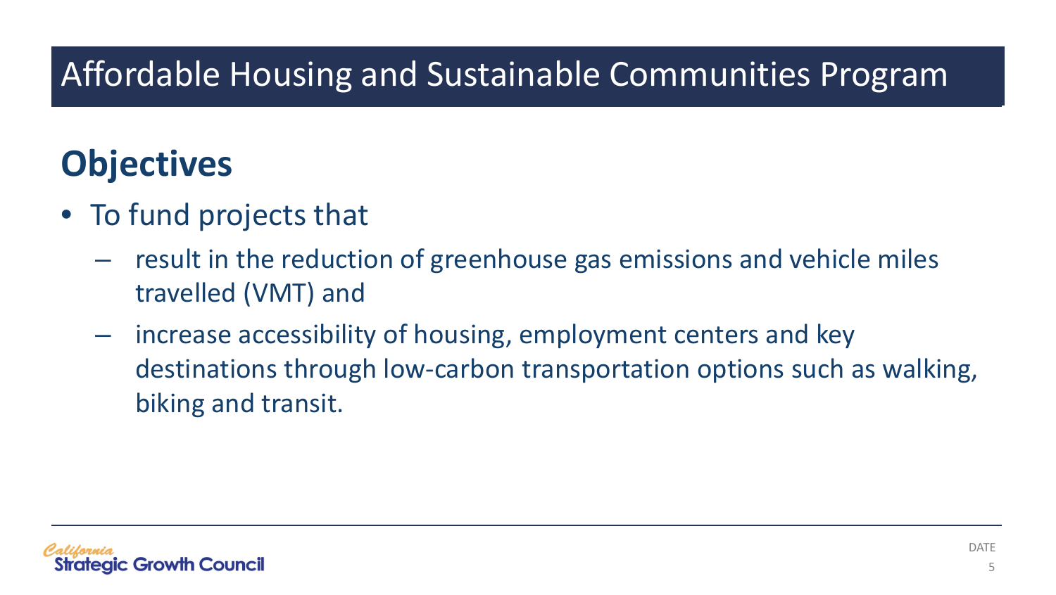# Affordable Housing and Sustainable Communities Program

## Objectives

- To fund projects that
  - result in the reduction of greenhouse gas emissions and vehicle miles travelled (VMT) and
  - increase accessibility of housing, employment centers and key destinations through low-carbon transportation options such as walking, biking and transit.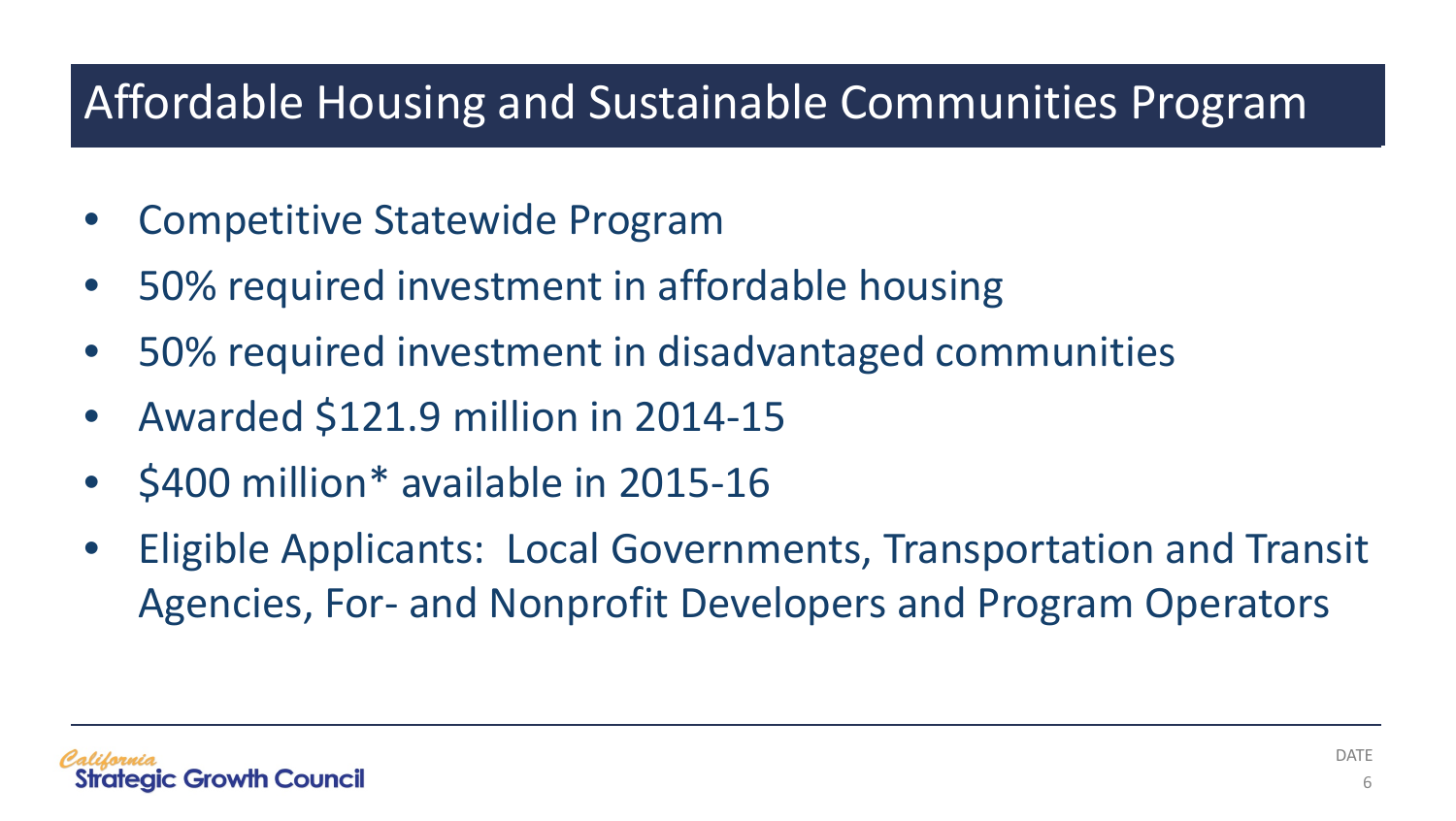# Affordable Housing and Sustainable Communities Program

- Competitive Statewide Program
- 50% required investment in affordable housing
- 50% required investment in disadvantaged communities
- Awarded $121.9 million in 2014-15
- $400 million* available in 2015-16
- Eligible Applicants: Local Governments, Transportation and Transit Agencies, For- and Nonprofit Developers and Program Operators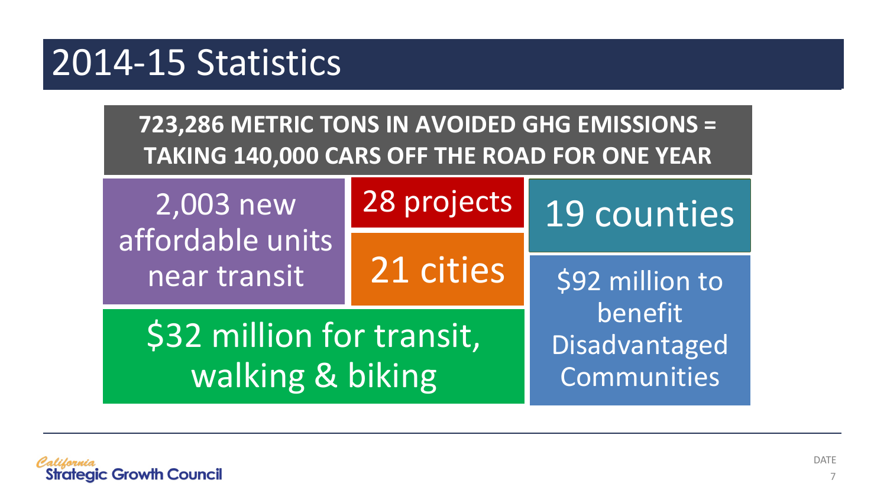# 2014-15 Statistics

**723,286 METRIC TONS IN AVOIDED GHG EMISSIONS = TAKING 140,000 CARS OFF THE ROAD FOR ONE YEAR**

2,003 new affordable units near transit

28 projects

21 cities

19 counties

$32 million for transit, walking & biking

$92 million to benefit Disadvantaged Communities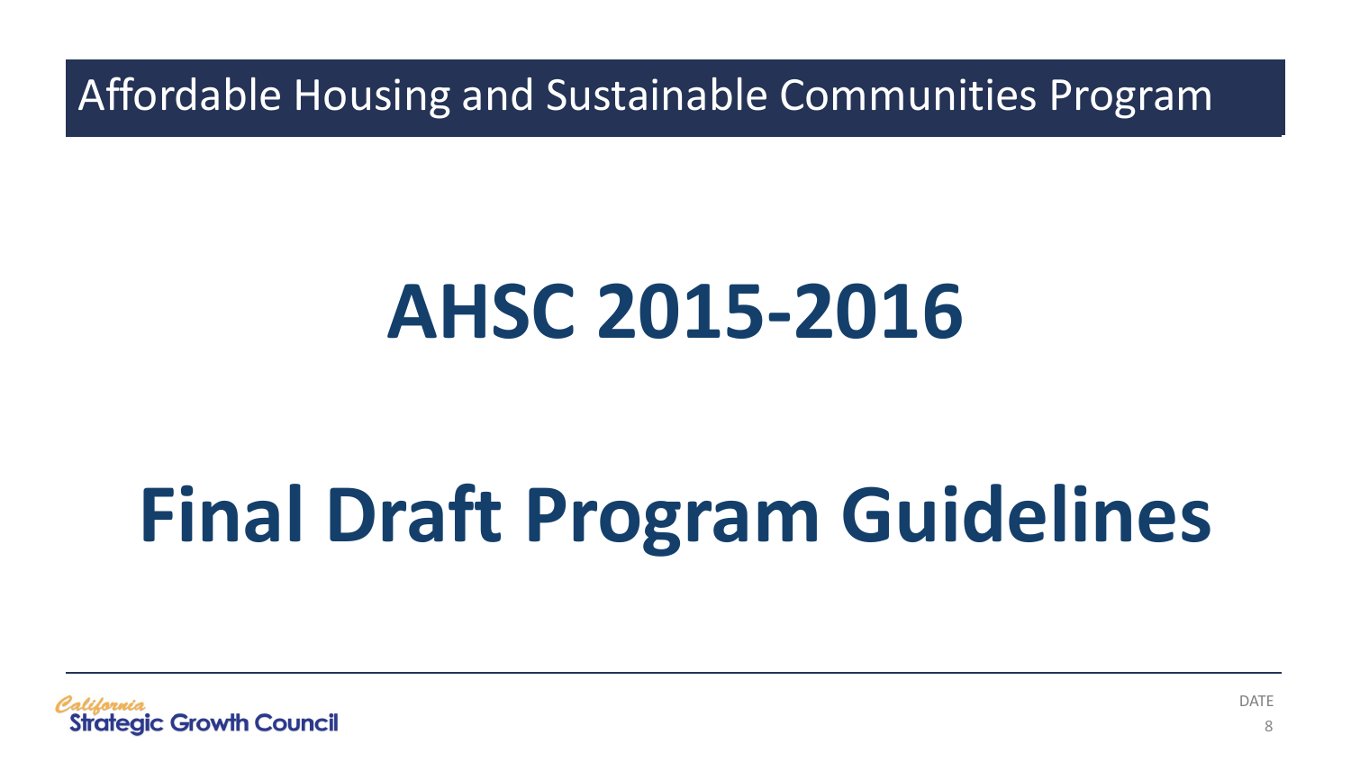# AHSC 2015-2016

# Final Draft Program Guidelines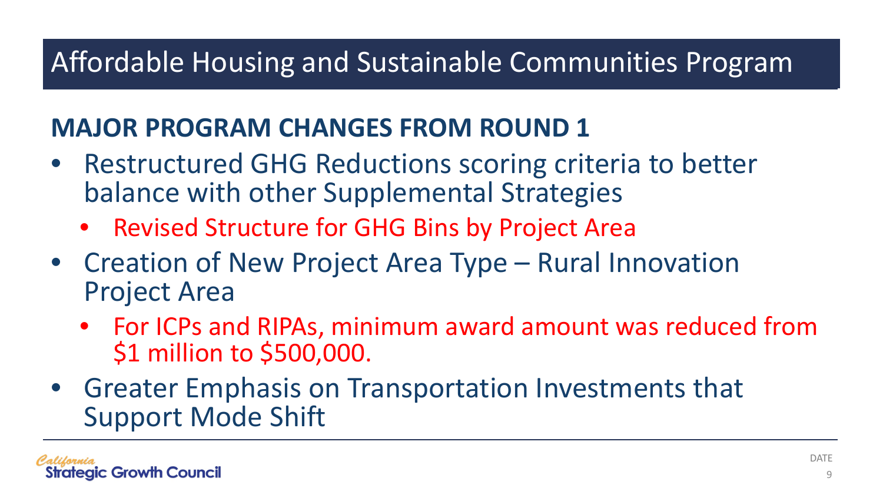# Affordable Housing and Sustainable Communities Program

## MAJOR PROGRAM CHANGES FROM ROUND 1

- Restructured GHG Reductions scoring criteria to better balance with other Supplemental Strategies
  - Revised Structure for GHG Bins by Project Area
- Creation of New Project Area Type – Rural Innovation Project Area
  - For ICPs and RIPAs, minimum award amount was reduced from $1 million to $500,000.
- Greater Emphasis on Transportation Investments that Support Mode Shift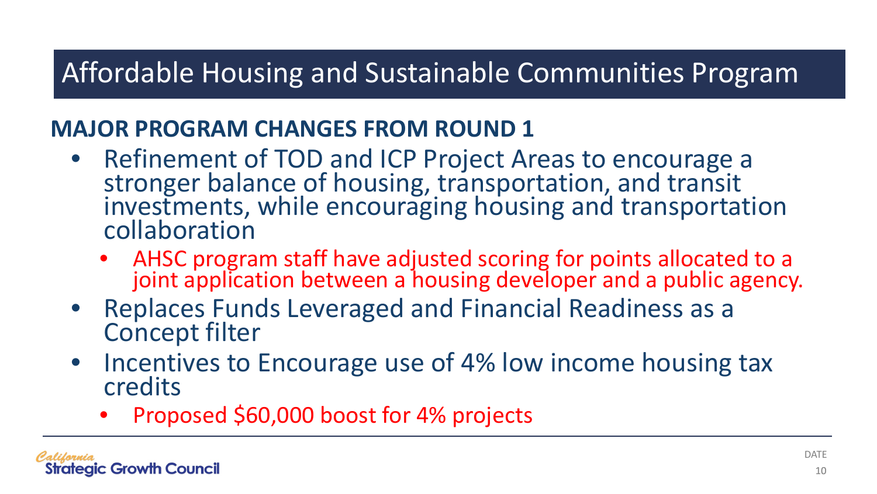# Affordable Housing and Sustainable Communities Program

## MAJOR PROGRAM CHANGES FROM ROUND 1

- Refinement of TOD and ICP Project Areas to encourage a stronger balance of housing, transportation, and transit investments, while encouraging housing and transportation collaboration
  - AHSC program staff have adjusted scoring for points allocated to a joint application between a housing developer and a public agency.
- Replaces Funds Leveraged and Financial Readiness as a Concept filter
- Incentives to Encourage use of 4% low income housing tax credits
  - Proposed $60,000 boost for 4% projects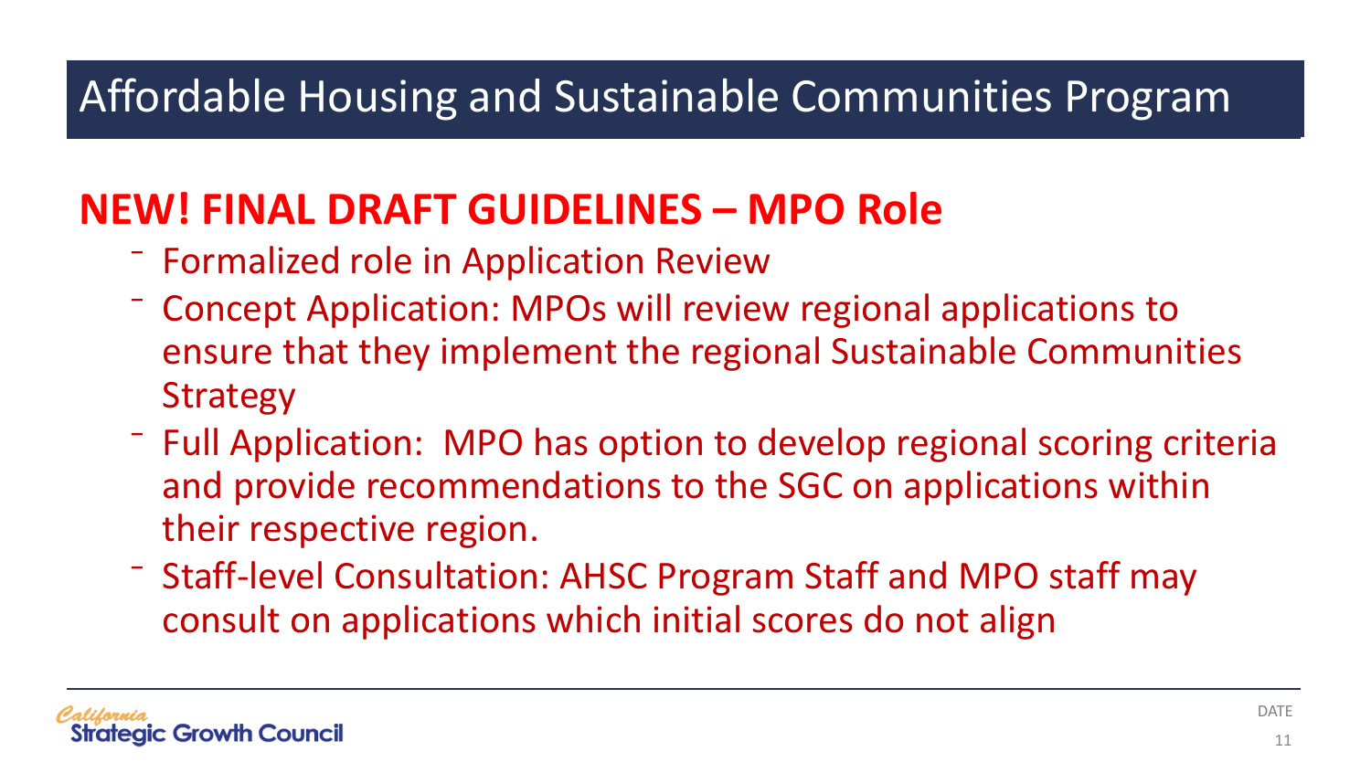# Affordable Housing and Sustainable Communities Program

## NEW! FINAL DRAFT GUIDELINES – MPO Role

- Formalized role in Application Review
- Concept Application: MPOs will review regional applications to ensure that they implement the regional Sustainable Communities Strategy
- Full Application: MPO has option to develop regional scoring criteria and provide recommendations to the SGC on applications within their respective region.
- Staff-level Consultation: AHSC Program Staff and MPO staff may consult on applications which initial scores do not align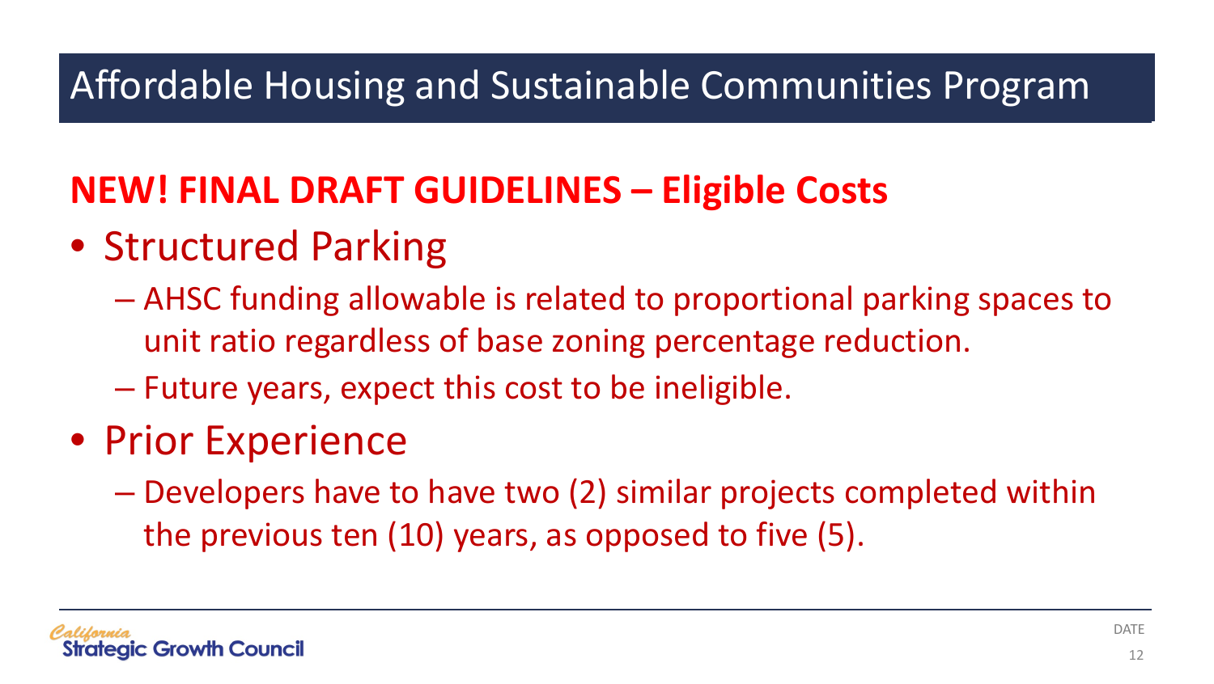# Affordable Housing and Sustainable Communities Program

## NEW! FINAL DRAFT GUIDELINES – Eligible Costs

- Structured Parking
  - AHSC funding allowable is related to proportional parking spaces to unit ratio regardless of base zoning percentage reduction.
  - Future years, expect this cost to be ineligible.
- Prior Experience
  - Developers have to have two (2) similar projects completed within the previous ten (10) years, as opposed to five (5).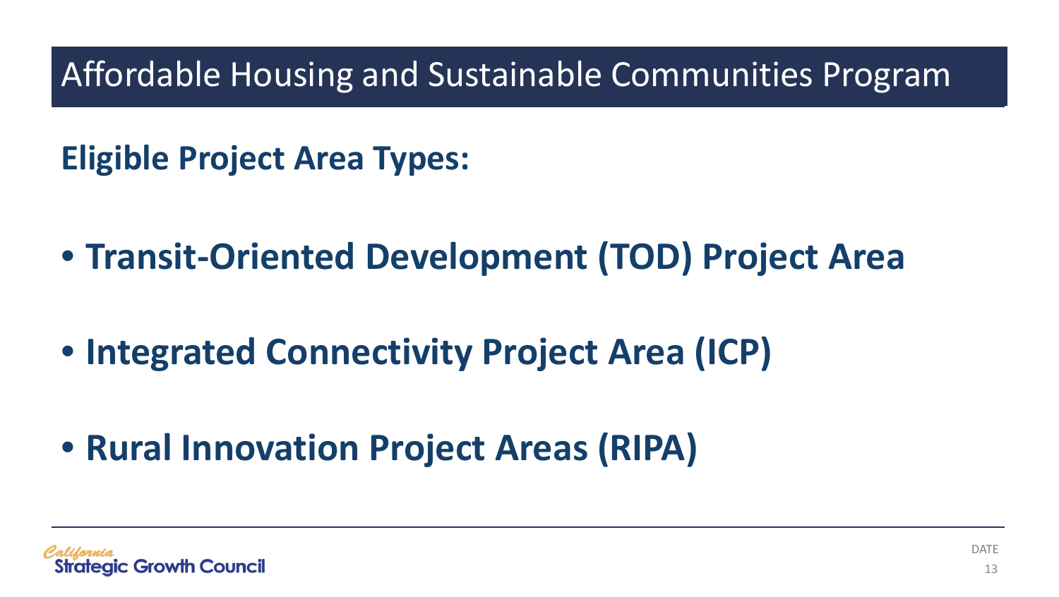# Affordable Housing and Sustainable Communities Program

**Eligible Project Area Types:**

- **Transit-Oriented Development (TOD) Project Area**
- **Integrated Connectivity Project Area (ICP)**
- **Rural Innovation Project Areas (RIPA)**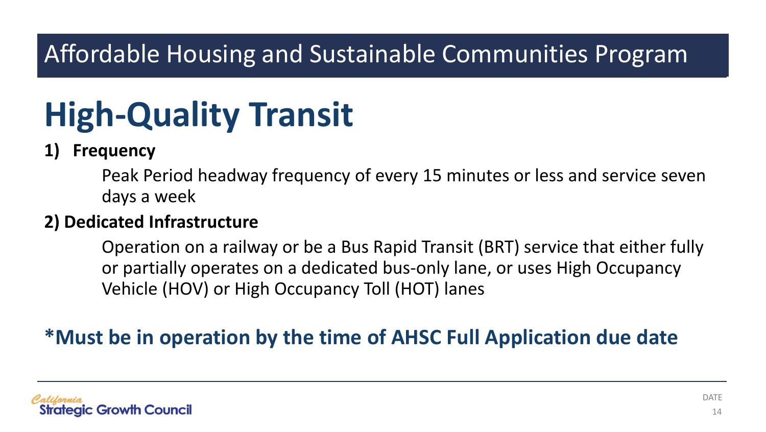Affordable Housing and Sustainable Communities Program

# High-Quality Transit

**1) Frequency**

Peak Period headway frequency of every 15 minutes or less and service seven days a week

**2) Dedicated Infrastructure**

Operation on a railway or be a Bus Rapid Transit (BRT) service that either fully or partially operates on a dedicated bus-only lane, or uses High Occupancy Vehicle (HOV) or High Occupancy Toll (HOT) lanes

**\*Must be in operation by the time of AHSC Full Application due date**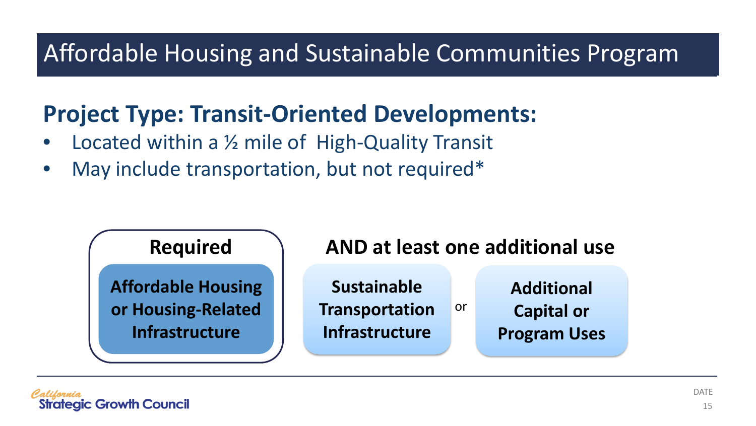# Affordable Housing and Sustainable Communities Program

## Project Type: Transit-Oriented Developments:

- Located within a ½ mile of High-Quality Transit
- May include transportation, but not required*

**Required**

**Affordable Housing or Housing-Related Infrastructure**

**AND at least one additional use**

**Sustainable Transportation Infrastructure**

or

**Additional Capital or Program Uses**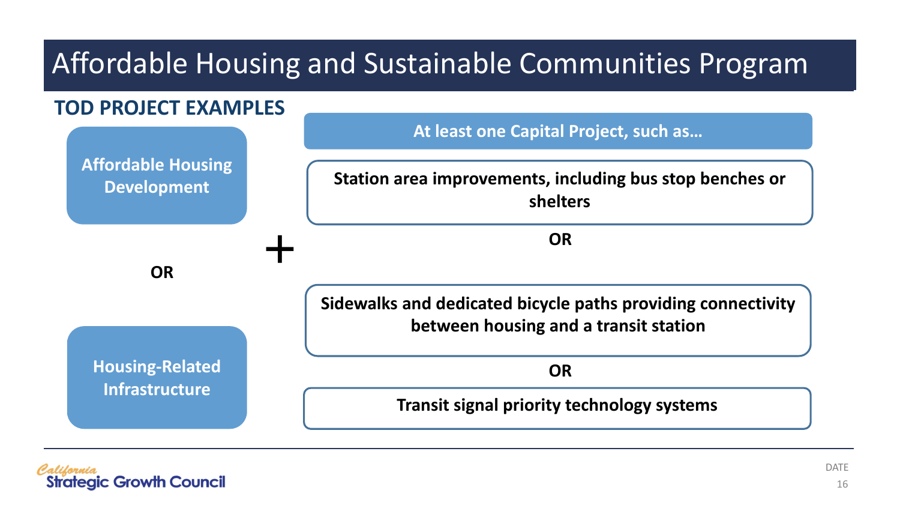# Affordable Housing and Sustainable Communities Program

## TOD PROJECT EXAMPLES

**Affordable Housing Development**

**OR**

**Housing-Related Infrastructure**

**+**

**At least one Capital Project, such as…**

**Station area improvements, including bus stop benches or shelters**

**OR**

**Sidewalks and dedicated bicycle paths providing connectivity between housing and a transit station**

**OR**

**Transit signal priority technology systems**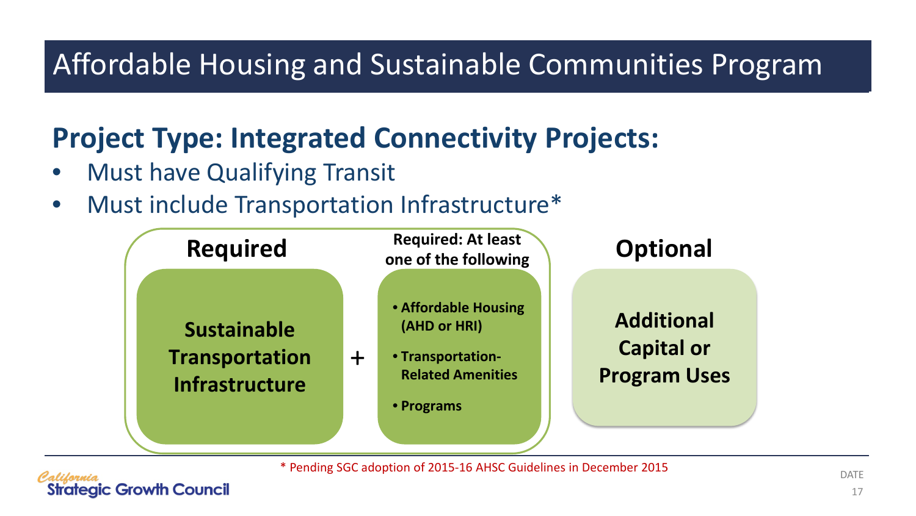# Affordable Housing and Sustainable Communities Program

## Project Type: Integrated Connectivity Projects:

- Must have Qualifying Transit
- Must include Transportation Infrastructure*

**Required**

**Sustainable Transportation Infrastructure**

+

**Required: At least one of the following**

- **Affordable Housing (AHD or HRI)**
- **Transportation-Related Amenities**
- **Programs**

**Optional**

**Additional Capital or Program Uses**

* Pending SGC adoption of 2015-16 AHSC Guidelines in December 2015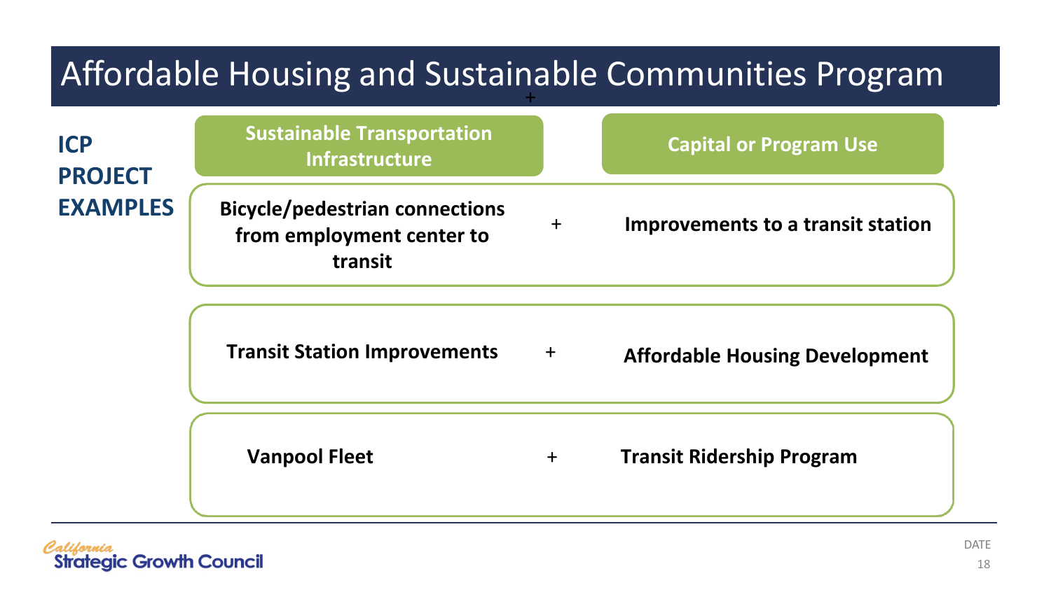# Affordable Housing and Sustainable Communities Program

**ICP PROJECT EXAMPLES**

| Sustainable Transportation Infrastructure | | Capital or Program Use |
|---|---|---|
| Bicycle/pedestrian connections from employment center to transit | + | Improvements to a transit station |
| Transit Station Improvements | + | Affordable Housing Development |
| Vanpool Fleet | + | Transit Ridership Program |

California Strategic Growth Council

DATE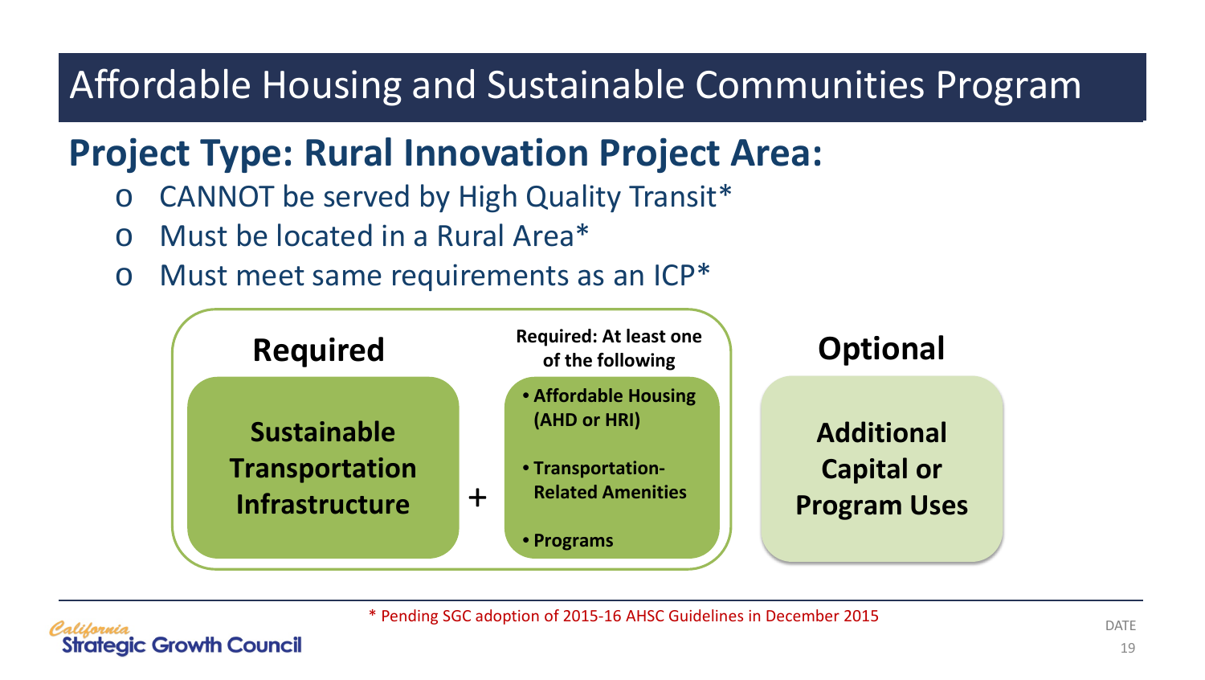# Affordable Housing and Sustainable Communities Program

## Project Type: Rural Innovation Project Area:

- CANNOT be served by High Quality Transit*
- Must be located in a Rural Area*
- Must meet same requirements as an ICP*

**Required**

**Sustainable Transportation Infrastructure**

+

**Required: At least one of the following**

- **Affordable Housing (AHD or HRI)**
- **Transportation-Related Amenities**
- **Programs**

**Optional**

**Additional Capital or Program Uses**

\* Pending SGC adoption of 2015-16 AHSC Guidelines in December 2015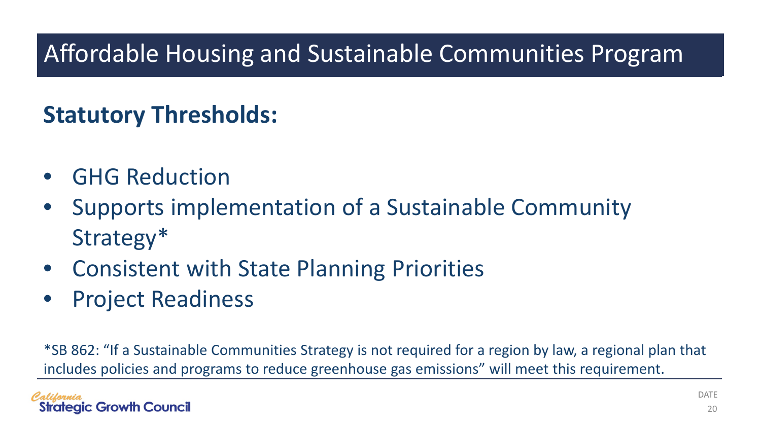# Affordable Housing and Sustainable Communities Program

## Statutory Thresholds:

- GHG Reduction
- Supports implementation of a Sustainable Community Strategy*
- Consistent with State Planning Priorities
- Project Readiness

*SB 862: "If a Sustainable Communities Strategy is not required for a region by law, a regional plan that includes policies and programs to reduce greenhouse gas emissions" will meet this requirement.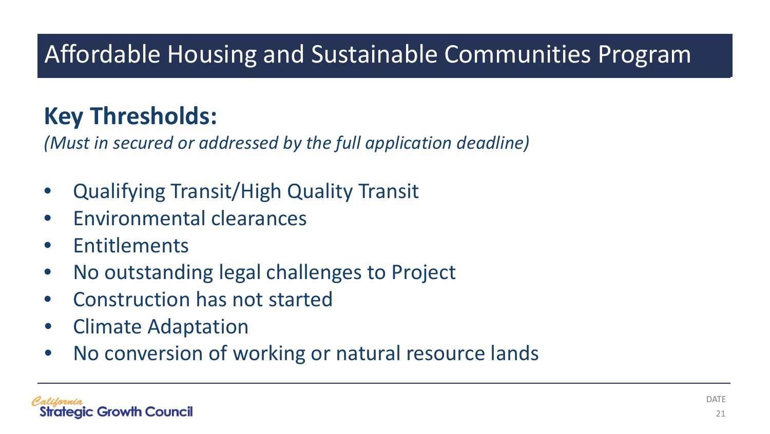# Affordable Housing and Sustainable Communities Program

## Key Thresholds:

*(Must in secured or addressed by the full application deadline)*

- Qualifying Transit/High Quality Transit
- Environmental clearances
- Entitlements
- No outstanding legal challenges to Project
- Construction has not started
- Climate Adaptation
- No conversion of working or natural resource lands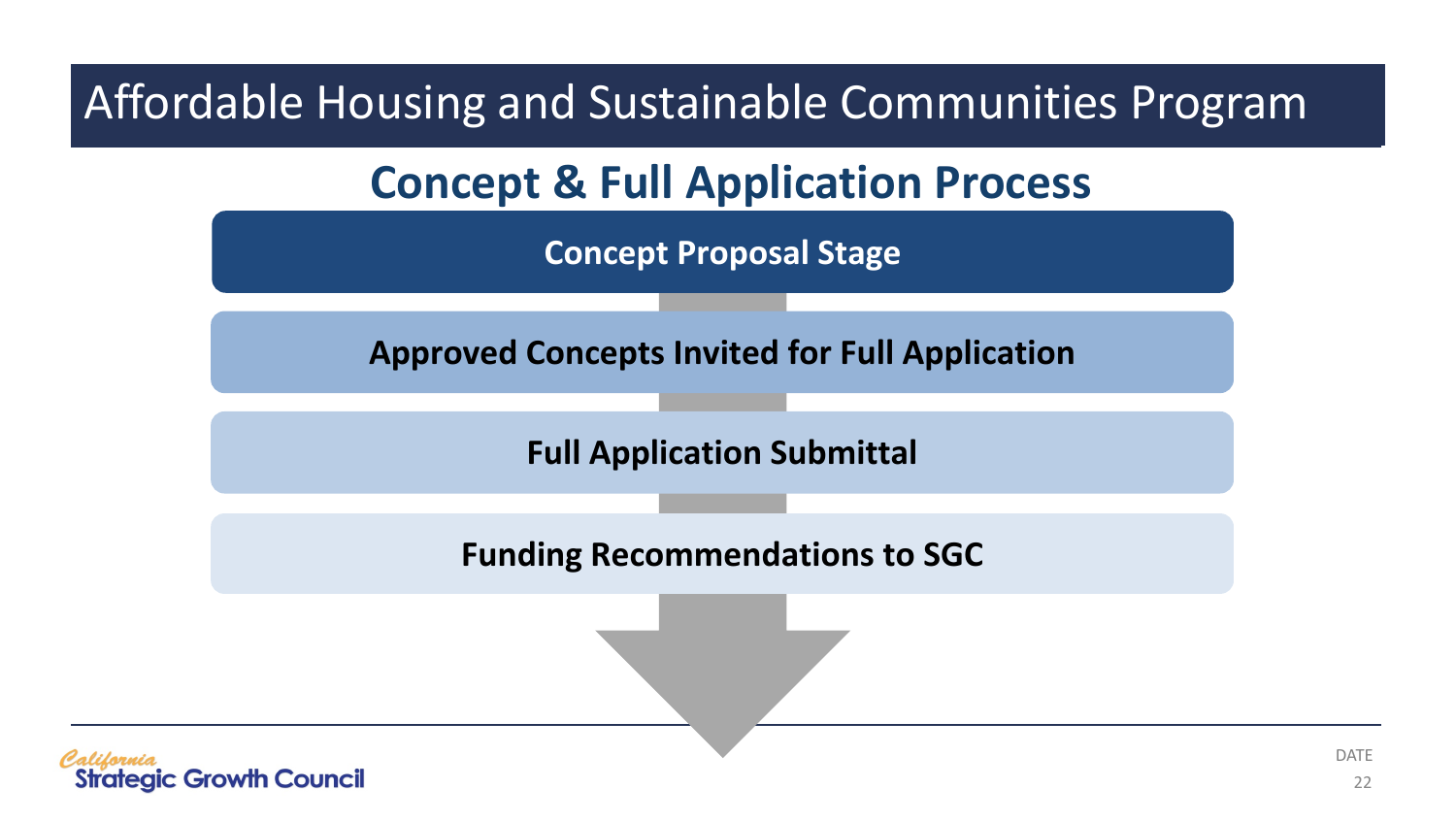# Affordable Housing and Sustainable Communities Program

## Concept & Full Application Process

1. **Concept Proposal Stage**
2. **Approved Concepts Invited for Full Application**
3. **Full Application Submittal**
4. **Funding Recommendations to SGC**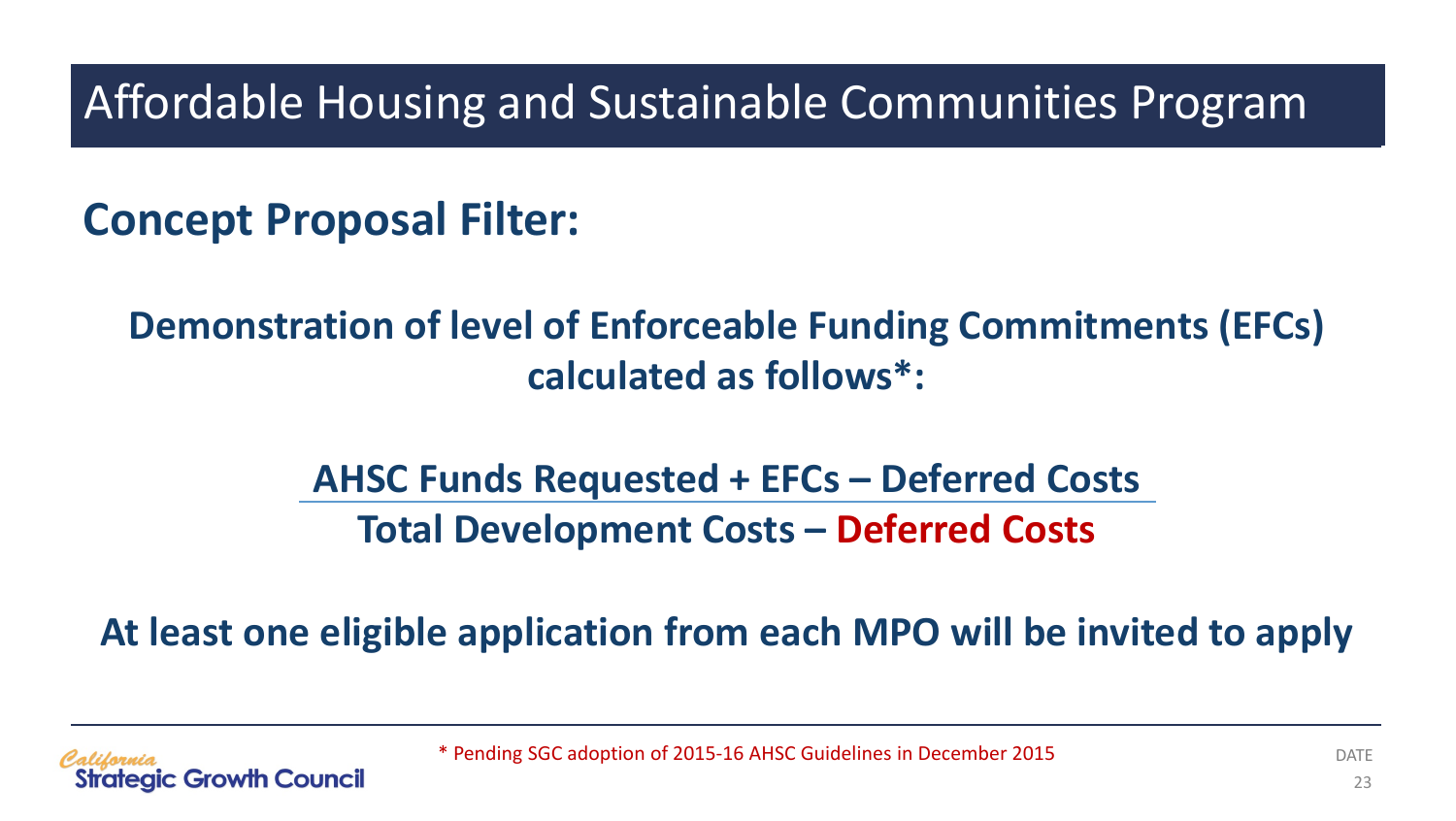# Affordable Housing and Sustainable Communities Program

## Concept Proposal Filter:

**Demonstration of level of Enforceable Funding Commitments (EFCs) calculated as follows*:**

$$\frac{\text{AHSC Funds Requested} + \text{EFCs} - \text{Deferred Costs}}{\text{Total Development Costs} - \text{Deferred Costs}}$$

**At least one eligible application from each MPO will be invited to apply**

\* Pending SGC adoption of 2015-16 AHSC Guidelines in December 2015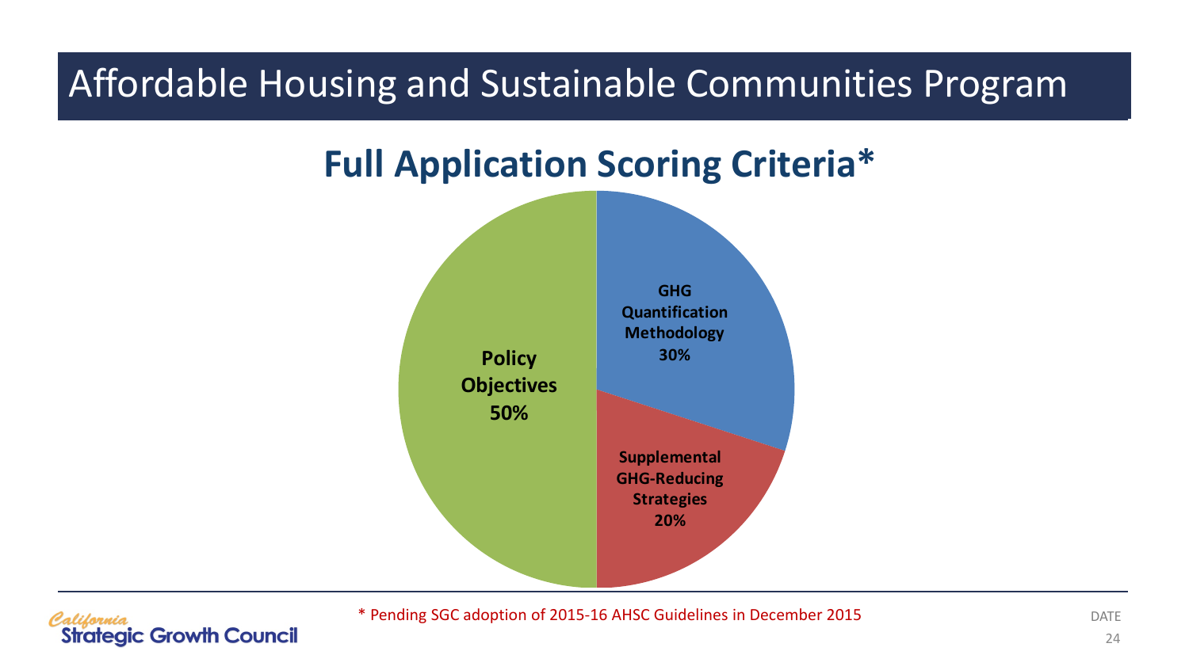# Affordable Housing and Sustainable Communities Program

## Full Application Scoring Criteria*

- **GHG Quantification Methodology 30%**
- **Supplemental GHG-Reducing Strategies 20%**
- **Policy Objectives 50%**

\* Pending SGC adoption of 2015-16 AHSC Guidelines in December 2015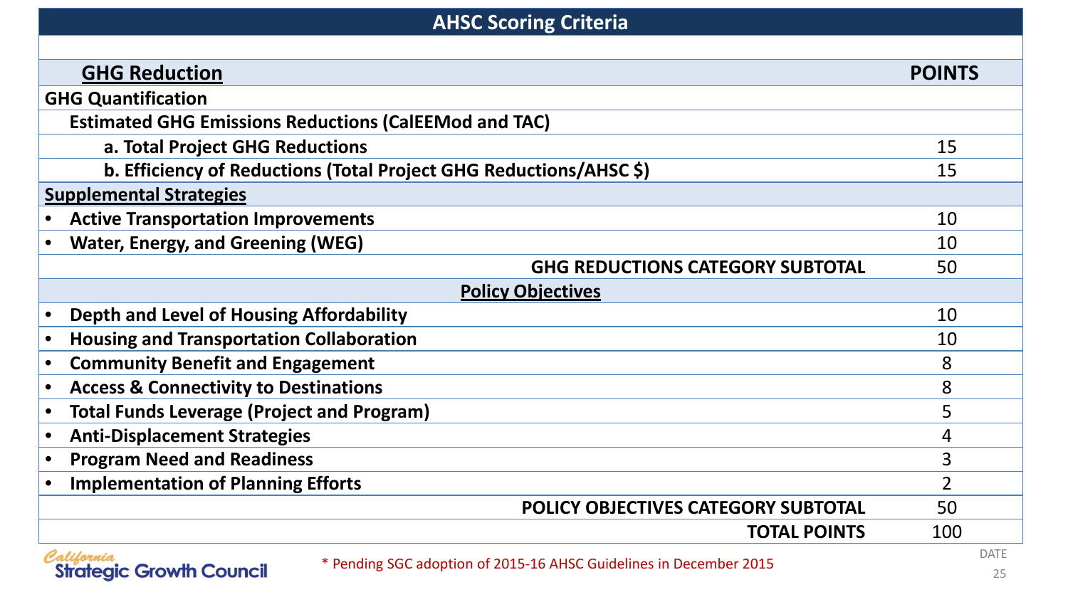# AHSC Scoring Criteria

| GHG Reduction | POINTS |
|---|---|
| **GHG Quantification** | |
| **Estimated GHG Emissions Reductions (CalEEMod and TAC)** | |
| **a. Total Project GHG Reductions** | 15 |
| **b. Efficiency of Reductions (Total Project GHG Reductions/AHSC $)** | 15 |
| **Supplemental Strategies** | |
| • **Active Transportation Improvements** | 10 |
| • **Water, Energy, and Greening (WEG)** | 10 |
| **GHG REDUCTIONS CATEGORY SUBTOTAL** | 50 |
| **Policy Objectives** | |
| • **Depth and Level of Housing Affordability** | 10 |
| • **Housing and Transportation Collaboration** | 10 |
| • **Community Benefit and Engagement** | 8 |
| • **Access & Connectivity to Destinations** | 8 |
| • **Total Funds Leverage (Project and Program)** | 5 |
| • **Anti-Displacement Strategies** | 4 |
| • **Program Need and Readiness** | 3 |
| • **Implementation of Planning Efforts** | 2 |
| **POLICY OBJECTIVES CATEGORY SUBTOTAL** | 50 |
| **TOTAL POINTS** | 100 |

California Strategic Growth Council

* Pending SGC adoption of 2015-16 AHSC Guidelines in December 2015

DATE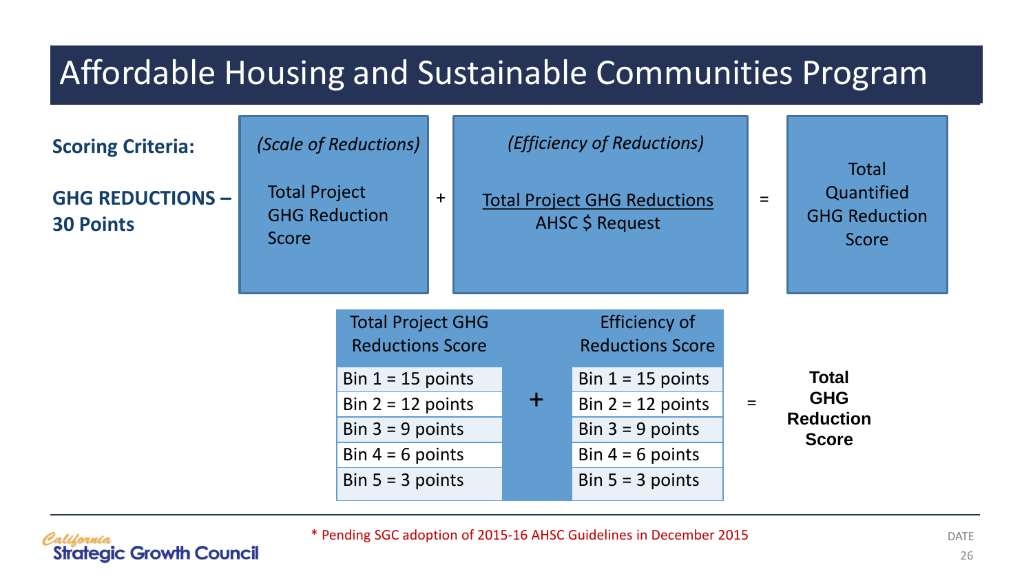# Affordable Housing and Sustainable Communities Program

**Scoring Criteria:**

**GHG REDUCTIONS – 30 Points**

*(Scale of Reductions)* Total Project GHG Reduction Score + *(Efficiency of Reductions)* $\frac{\text{Total Project GHG Reductions}}{\text{AHSC \$ Request}}$ = Total Quantified GHG Reduction Score

| Total Project GHG Reductions Score | | Efficiency of Reductions Score | | |
|---|---|---|---|---|
| Bin 1 = 15 points | + | Bin 1 = 15 points | = | **Total GHG Reduction Score** |
| Bin 2 = 12 points | | Bin 2 = 12 points | | |
| Bin 3 = 9 points | | Bin 3 = 9 points | | |
| Bin 4 = 6 points | | Bin 4 = 6 points | | |
| Bin 5 = 3 points | | Bin 5 = 3 points | | |

\* Pending SGC adoption of 2015-16 AHSC Guidelines in December 2015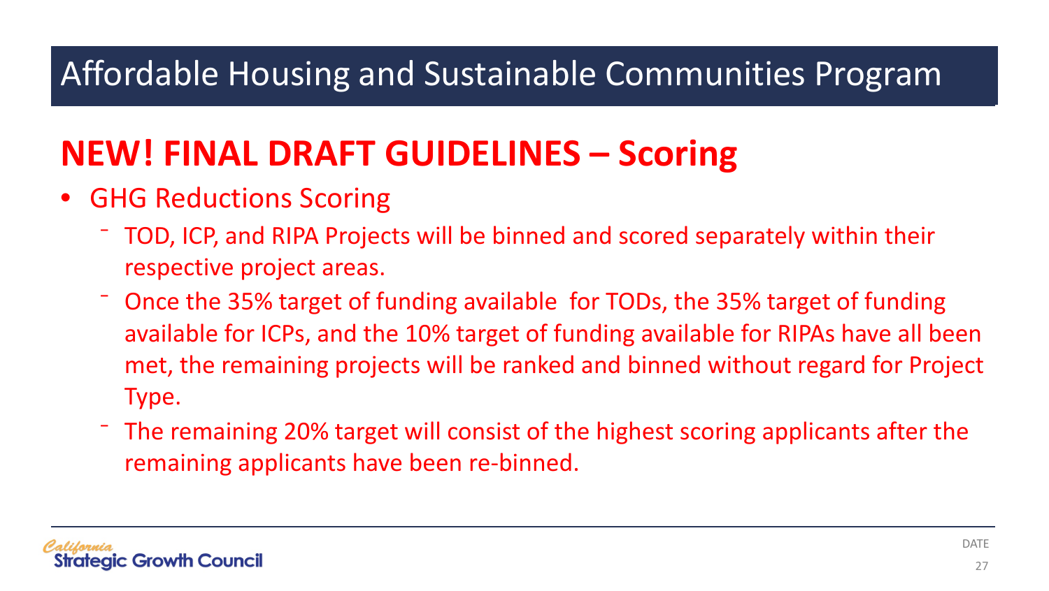# Affordable Housing and Sustainable Communities Program

## NEW! FINAL DRAFT GUIDELINES – Scoring

- GHG Reductions Scoring
  - TOD, ICP, and RIPA Projects will be binned and scored separately within their respective project areas.
  - Once the 35% target of funding available for TODs, the 35% target of funding available for ICPs, and the 10% target of funding available for RIPAs have all been met, the remaining projects will be ranked and binned without regard for Project Type.
  - The remaining 20% target will consist of the highest scoring applicants after the remaining applicants have been re-binned.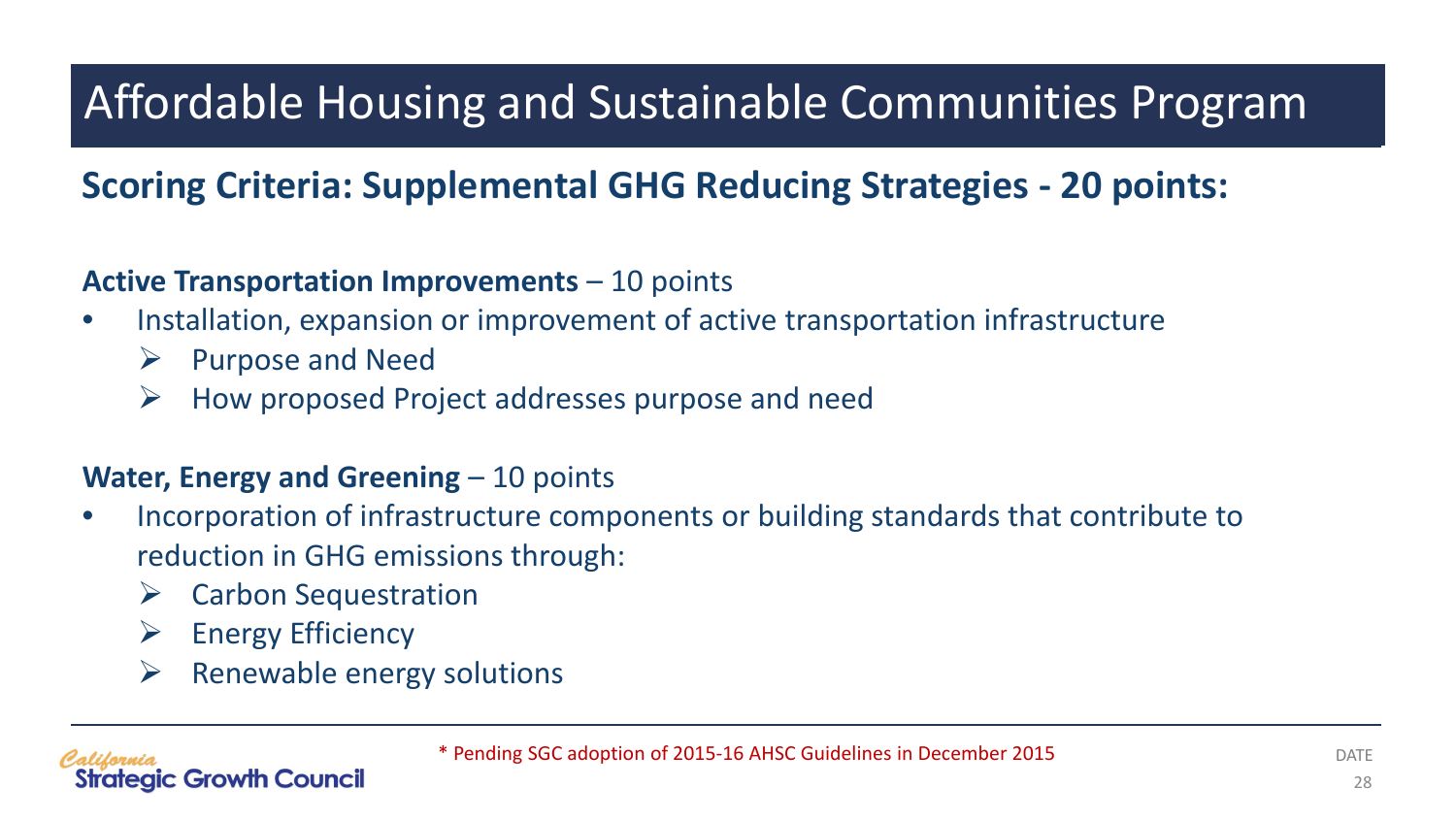# Affordable Housing and Sustainable Communities Program

## Scoring Criteria: Supplemental GHG Reducing Strategies - 20 points:

**Active Transportation Improvements** – 10 points

- Installation, expansion or improvement of active transportation infrastructure
  - Purpose and Need
  - How proposed Project addresses purpose and need

**Water, Energy and Greening** – 10 points

- Incorporation of infrastructure components or building standards that contribute to reduction in GHG emissions through:
  - Carbon Sequestration
  - Energy Efficiency
  - Renewable energy solutions

* Pending SGC adoption of 2015-16 AHSC Guidelines in December 2015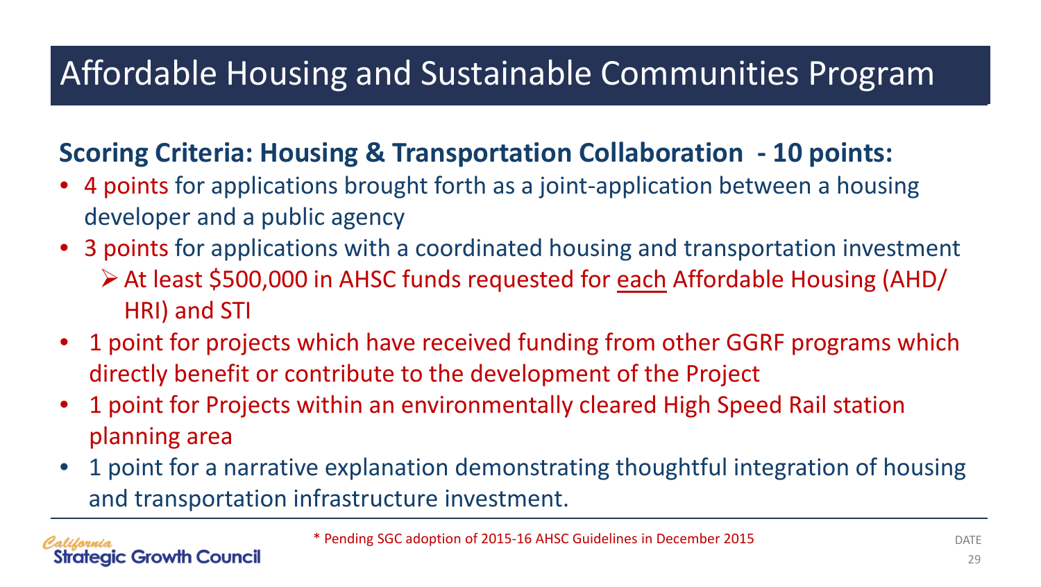# Affordable Housing and Sustainable Communities Program

## Scoring Criteria: Housing & Transportation Collaboration - 10 points:

- 4 points for applications brought forth as a joint-application between a housing developer and a public agency
- 3 points for applications with a coordinated housing and transportation investment
  - At least $500,000 in AHSC funds requested for <u>each</u> Affordable Housing (AHD/HRI) and STI
- 1 point for projects which have received funding from other GGRF programs which directly benefit or contribute to the development of the Project
- 1 point for Projects within an environmentally cleared High Speed Rail station planning area
- 1 point for a narrative explanation demonstrating thoughtful integration of housing and transportation infrastructure investment.

* Pending SGC adoption of 2015-16 AHSC Guidelines in December 2015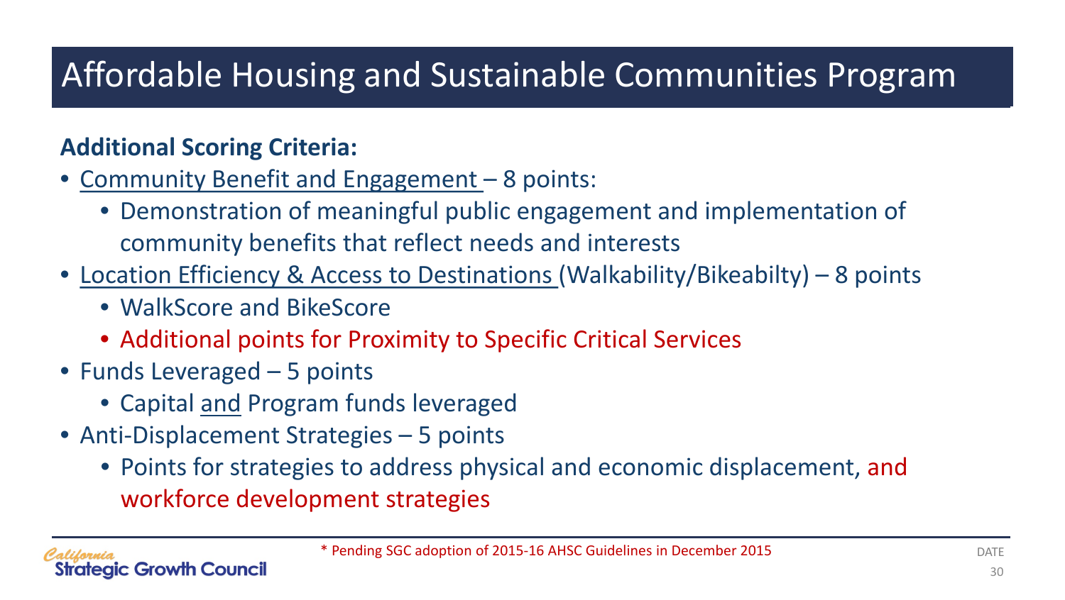# Affordable Housing and Sustainable Communities Program

**Additional Scoring Criteria:**

- Community Benefit and Engagement – 8 points:
  - Demonstration of meaningful public engagement and implementation of community benefits that reflect needs and interests
- Location Efficiency & Access to Destinations (Walkability/Bikeabilty) – 8 points
  - WalkScore and BikeScore
  - Additional points for Proximity to Specific Critical Services
- Funds Leveraged – 5 points
  - Capital and Program funds leveraged
- Anti-Displacement Strategies – 5 points
  - Points for strategies to address physical and economic displacement, and workforce development strategies

* Pending SGC adoption of 2015-16 AHSC Guidelines in December 2015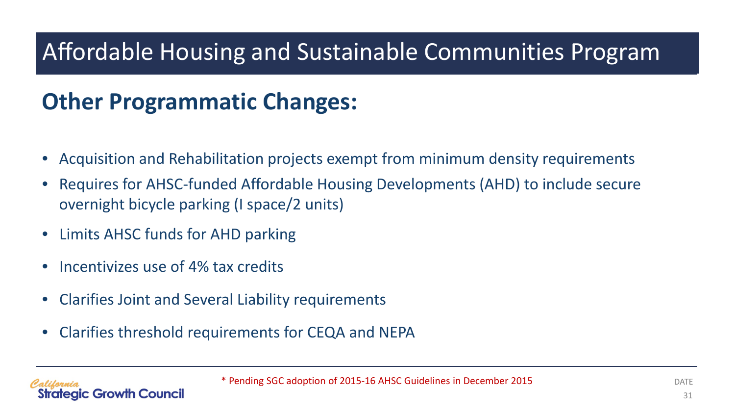# Affordable Housing and Sustainable Communities Program

## Other Programmatic Changes:

- Acquisition and Rehabilitation projects exempt from minimum density requirements
- Requires for AHSC-funded Affordable Housing Developments (AHD) to include secure overnight bicycle parking (I space/2 units)
- Limits AHSC funds for AHD parking
- Incentivizes use of 4% tax credits
- Clarifies Joint and Several Liability requirements
- Clarifies threshold requirements for CEQA and NEPA

* Pending SGC adoption of 2015-16 AHSC Guidelines in December 2015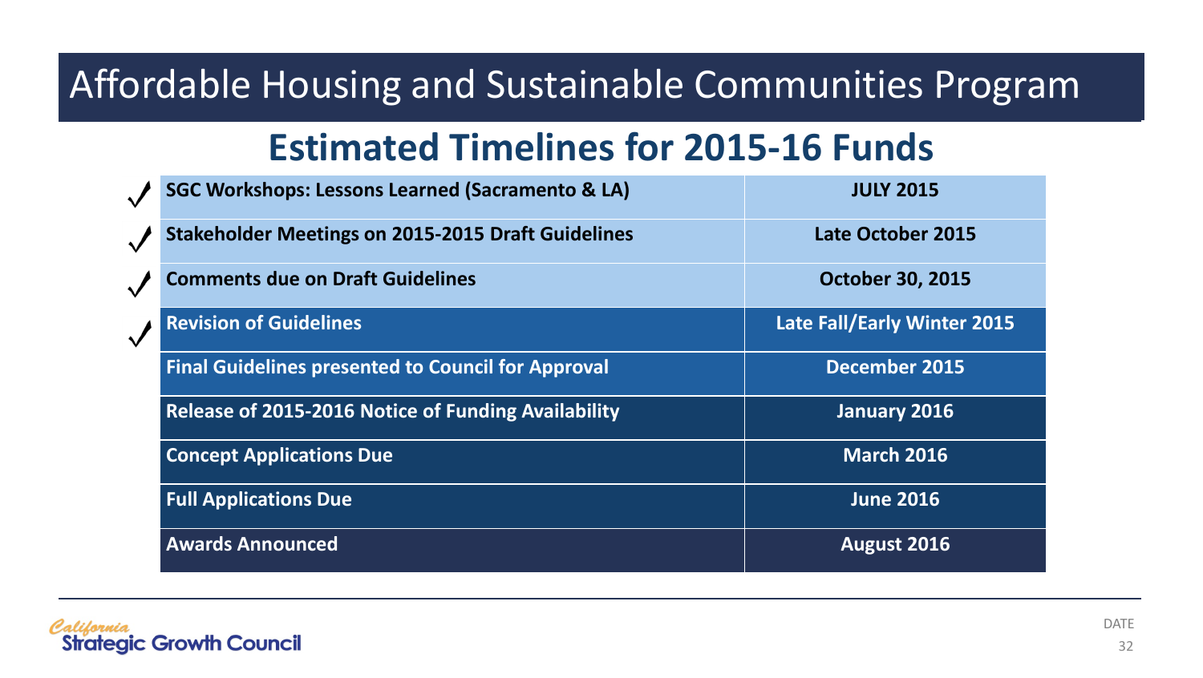# Affordable Housing and Sustainable Communities Program

## Estimated Timelines for 2015-16 Funds

| | Milestone | Date |
|---|---|---|
| ✓ | SGC Workshops: Lessons Learned (Sacramento & LA) | JULY 2015 |
| ✓ | Stakeholder Meetings on 2015-2015 Draft Guidelines | Late October 2015 |
| ✓ | Comments due on Draft Guidelines | October 30, 2015 |
| ✓ | Revision of Guidelines | Late Fall/Early Winter 2015 |
| | Final Guidelines presented to Council for Approval | December 2015 |
| | Release of 2015-2016 Notice of Funding Availability | January 2016 |
| | Concept Applications Due | March 2016 |
| | Full Applications Due | June 2016 |
| | Awards Announced | August 2016 |

California Strategic Growth Council

DATE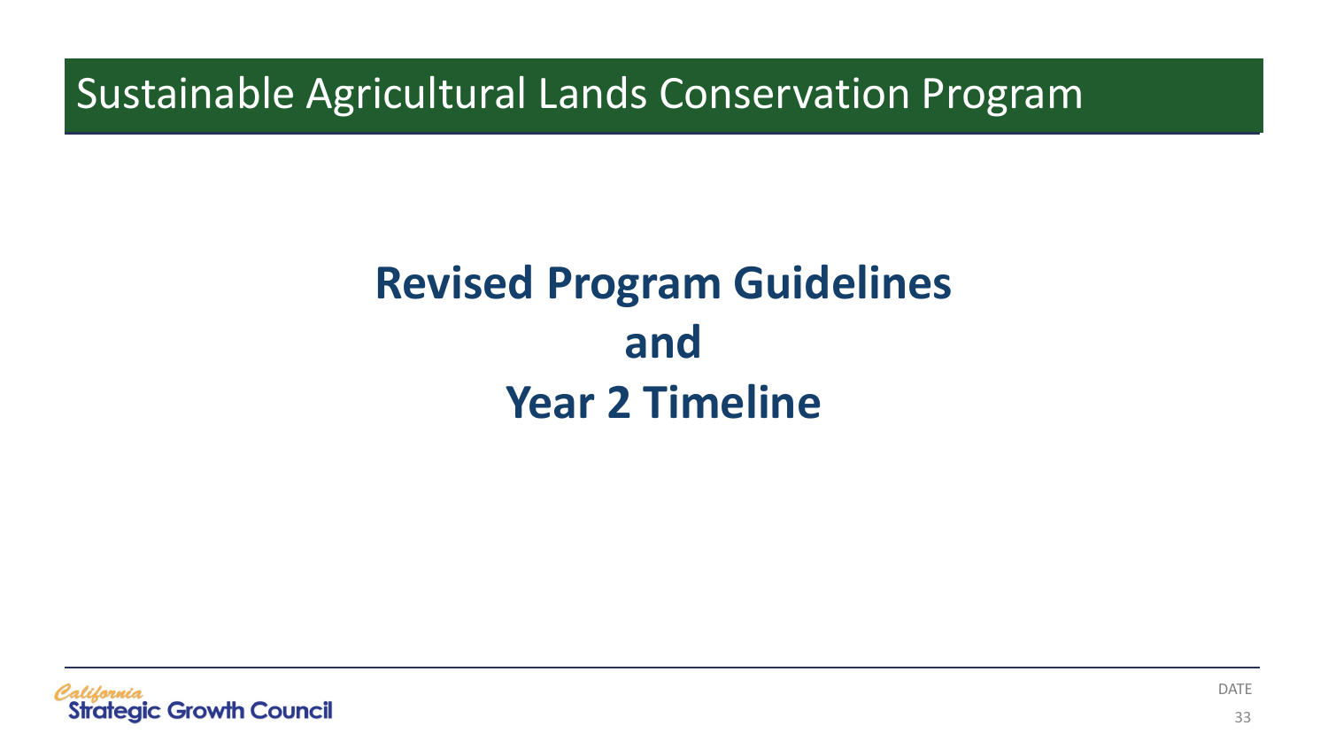# Sustainable Agricultural Lands Conservation Program

## Revised Program Guidelines
## and
## Year 2 Timeline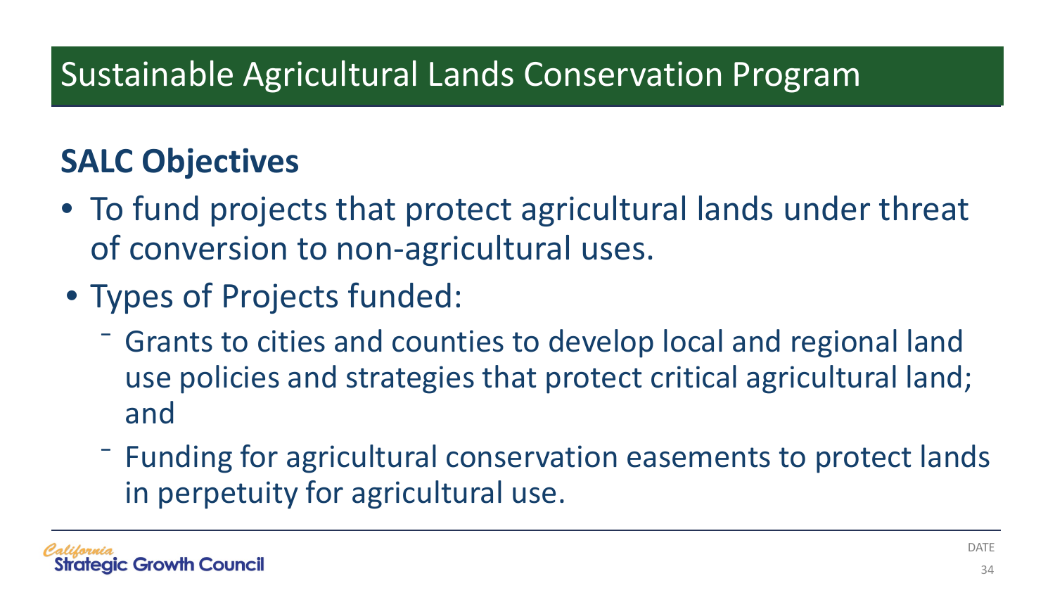# Sustainable Agricultural Lands Conservation Program

## SALC Objectives

- To fund projects that protect agricultural lands under threat of conversion to non-agricultural uses.
- Types of Projects funded:
  - Grants to cities and counties to develop local and regional land use policies and strategies that protect critical agricultural land; and
  - Funding for agricultural conservation easements to protect lands in perpetuity for agricultural use.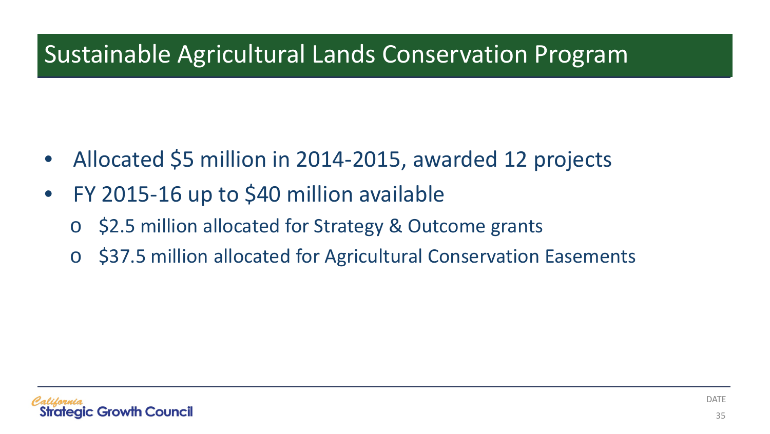# Sustainable Agricultural Lands Conservation Program

- Allocated $5 million in 2014-2015, awarded 12 projects
- FY 2015-16 up to $40 million available
  - $2.5 million allocated for Strategy & Outcome grants
  - $37.5 million allocated for Agricultural Conservation Easements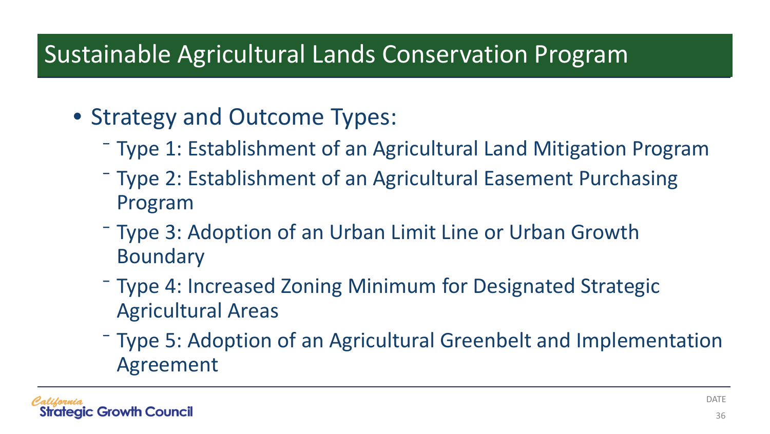# Sustainable Agricultural Lands Conservation Program

- Strategy and Outcome Types:
  - Type 1: Establishment of an Agricultural Land Mitigation Program
  - Type 2: Establishment of an Agricultural Easement Purchasing Program
  - Type 3: Adoption of an Urban Limit Line or Urban Growth Boundary
  - Type 4: Increased Zoning Minimum for Designated Strategic Agricultural Areas
  - Type 5: Adoption of an Agricultural Greenbelt and Implementation Agreement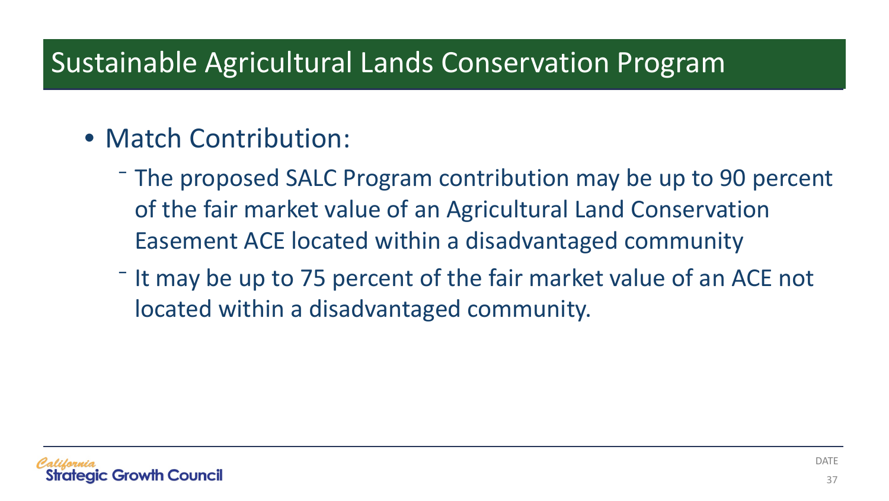# Sustainable Agricultural Lands Conservation Program

- Match Contribution:
  - The proposed SALC Program contribution may be up to 90 percent of the fair market value of an Agricultural Land Conservation Easement ACE located within a disadvantaged community
  - It may be up to 75 percent of the fair market value of an ACE not located within a disadvantaged community.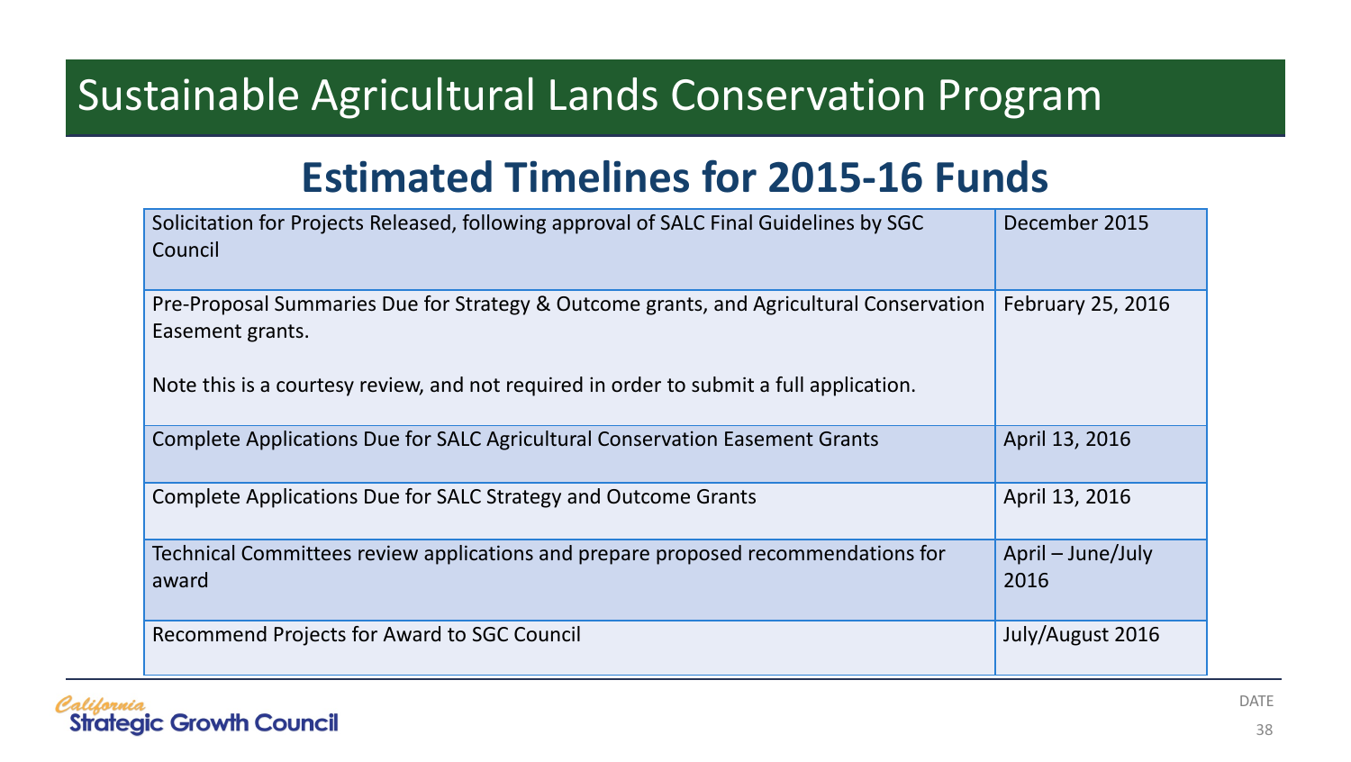# Sustainable Agricultural Lands Conservation Program

## Estimated Timelines for 2015-16 Funds

| Milestone | Date |
| --- | --- |
| Solicitation for Projects Released, following approval of SALC Final Guidelines by SGC Council | December 2015 |
| Pre-Proposal Summaries Due for Strategy & Outcome grants, and Agricultural Conservation Easement grants.<br><br>Note this is a courtesy review, and not required in order to submit a full application. | February 25, 2016 |
| Complete Applications Due for SALC Agricultural Conservation Easement Grants | April 13, 2016 |
| Complete Applications Due for SALC Strategy and Outcome Grants | April 13, 2016 |
| Technical Committees review applications and prepare proposed recommendations for award | April – June/July 2016 |
| Recommend Projects for Award to SGC Council | July/August 2016 |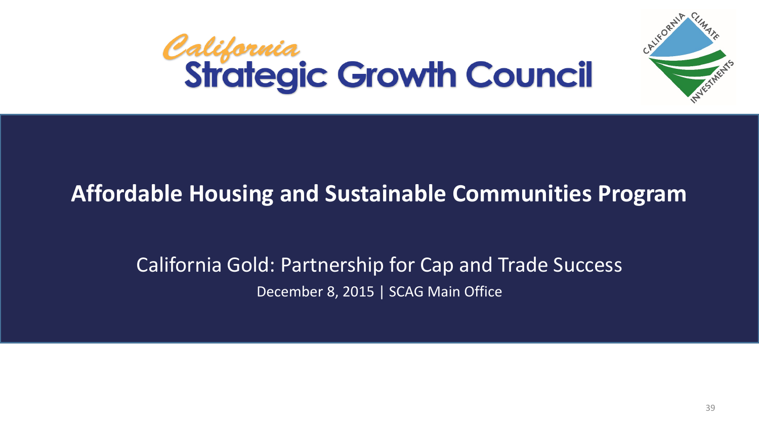California Strategic Growth Council

# Affordable Housing and Sustainable Communities Program

California Gold: Partnership for Cap and Trade Success

December 8, 2015 | SCAG Main Office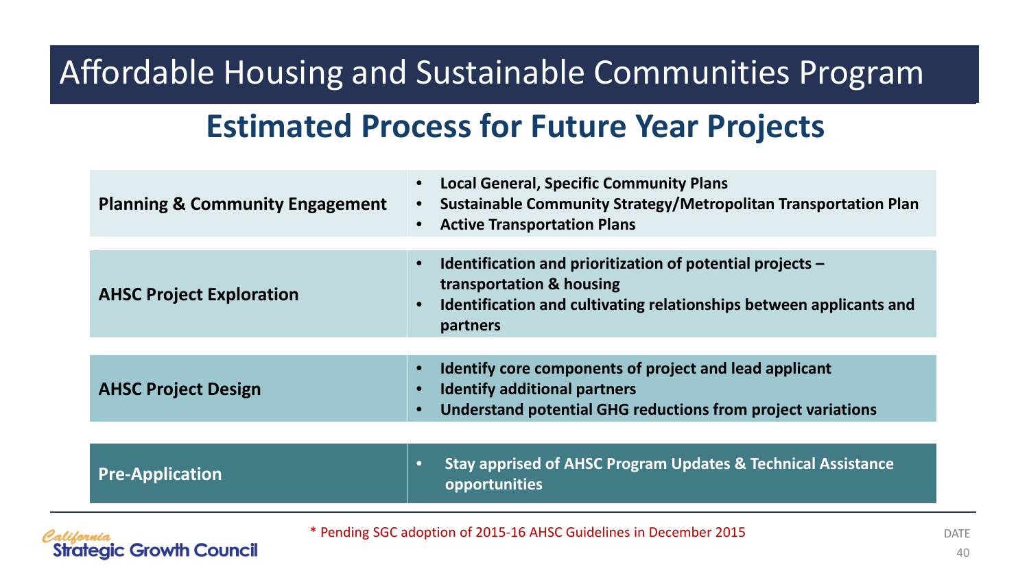# Affordable Housing and Sustainable Communities Program

## Estimated Process for Future Year Projects

| | |
|---|---|
| **Planning & Community Engagement** | • **Local General, Specific Community Plans**<br>• **Sustainable Community Strategy/Metropolitan Transportation Plan**<br>• **Active Transportation Plans** |
| **AHSC Project Exploration** | • **Identification and prioritization of potential projects – transportation & housing**<br>• **Identification and cultivating relationships between applicants and partners** |
| **AHSC Project Design** | • **Identify core components of project and lead applicant**<br>• **Identify additional partners**<br>• **Understand potential GHG reductions from project variations** |
| **Pre-Application** | • **Stay apprised of AHSC Program Updates & Technical Assistance opportunities** |

* Pending SGC adoption of 2015-16 AHSC Guidelines in December 2015

California Strategic Growth Council

DATE